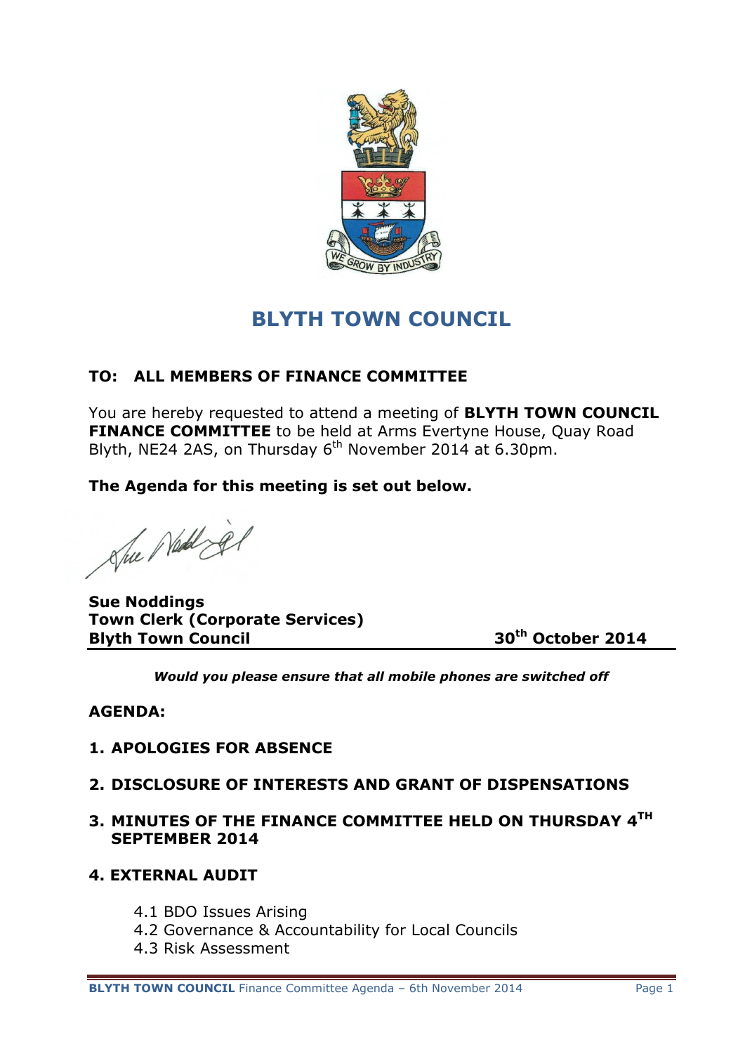# BLYTH TOWN COUNCIL

**TO: ALL MEMBERS OF FINANCE COMMITTEE**

You are hereby requested to attend a meeting of **BLYTH TOWN COUNCIL FINANCE COMMITTEE** to be held at Arms Evertyne House, Quay Road Blyth, NE24 2AS, on Thursday 6th November 2014 at 6.30pm.

**The Agenda for this meeting is set out below.**

**Sue Noddings**
**Town Clerk (Corporate Services)**
**Blyth Town Council** **30th October 2014**

***Would you please ensure that all mobile phones are switched off***

**AGENDA:**

**1. APOLOGIES FOR ABSENCE**

**2. DISCLOSURE OF INTERESTS AND GRANT OF DISPENSATIONS**

**3. MINUTES OF THE FINANCE COMMITTEE HELD ON THURSDAY 4TH SEPTEMBER 2014**

**4. EXTERNAL AUDIT**

4.1 BDO Issues Arising
4.2 Governance & Accountability for Local Councils
4.3 Risk Assessment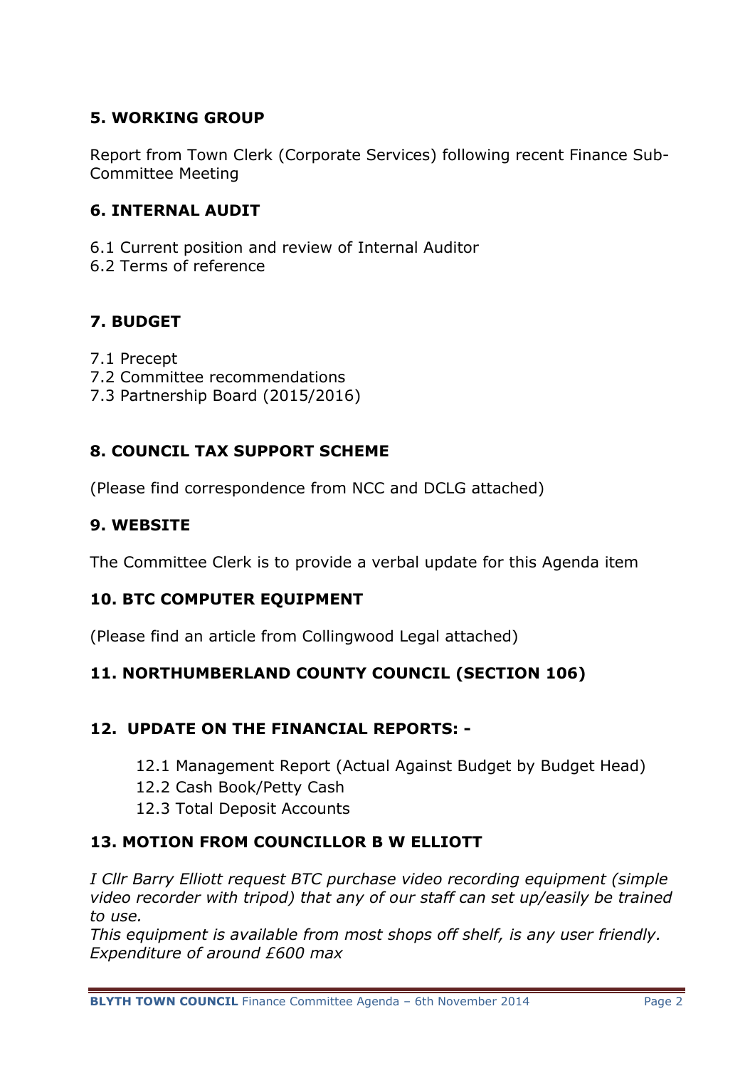## 5. WORKING GROUP

Report from Town Clerk (Corporate Services) following recent Finance Sub-Committee Meeting

## 6. INTERNAL AUDIT

6.1 Current position and review of Internal Auditor
6.2 Terms of reference

## 7. BUDGET

7.1 Precept
7.2 Committee recommendations
7.3 Partnership Board (2015/2016)

## 8. COUNCIL TAX SUPPORT SCHEME

(Please find correspondence from NCC and DCLG attached)

## 9. WEBSITE

The Committee Clerk is to provide a verbal update for this Agenda item

## 10. BTC COMPUTER EQUIPMENT

(Please find an article from Collingwood Legal attached)

## 11. NORTHUMBERLAND COUNTY COUNCIL (SECTION 106)

## 12. UPDATE ON THE FINANCIAL REPORTS: -

12.1 Management Report (Actual Against Budget by Budget Head)
12.2 Cash Book/Petty Cash
12.3 Total Deposit Accounts

## 13. MOTION FROM COUNCILLOR B W ELLIOTT

*I Cllr Barry Elliott request BTC purchase video recording equipment (simple video recorder with tripod) that any of our staff can set up/easily be trained to use.*
*This equipment is available from most shops off shelf, is any user friendly. Expenditure of around £600 max*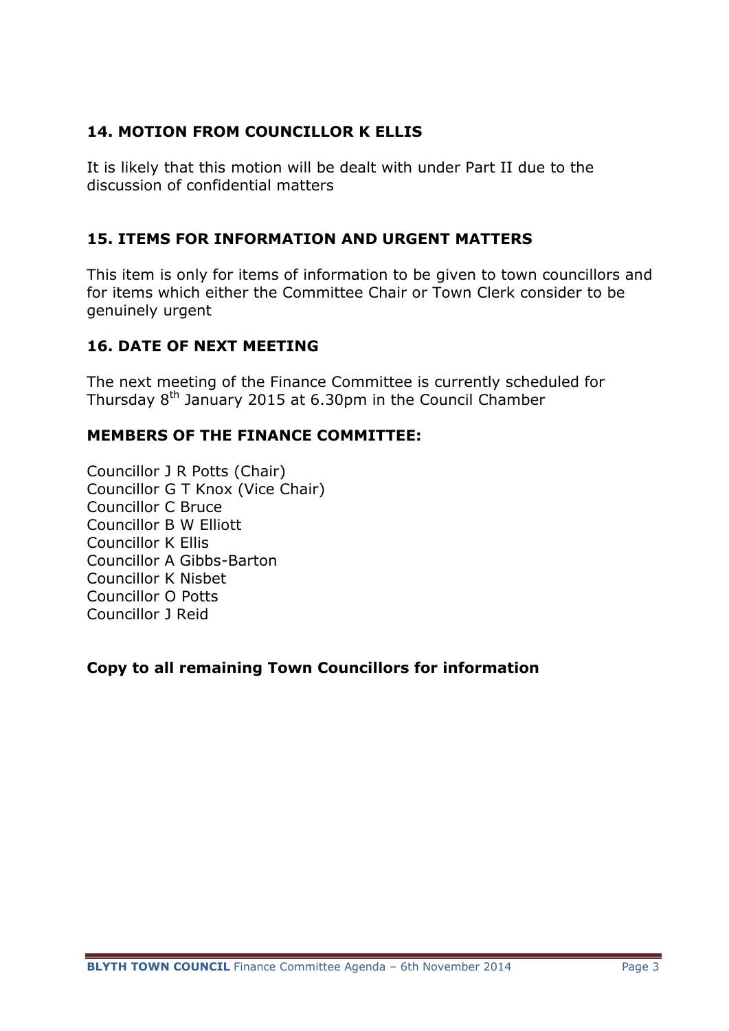### 14. MOTION FROM COUNCILLOR K ELLIS

It is likely that this motion will be dealt with under Part II due to the discussion of confidential matters

### 15. ITEMS FOR INFORMATION AND URGENT MATTERS

This item is only for items of information to be given to town councillors and for items which either the Committee Chair or Town Clerk consider to be genuinely urgent

### 16. DATE OF NEXT MEETING

The next meeting of the Finance Committee is currently scheduled for Thursday 8th January 2015 at 6.30pm in the Council Chamber

**MEMBERS OF THE FINANCE COMMITTEE:**

Councillor J R Potts (Chair)
Councillor G T Knox (Vice Chair)
Councillor C Bruce
Councillor B W Elliott
Councillor K Ellis
Councillor A Gibbs-Barton
Councillor K Nisbet
Councillor O Potts
Councillor J Reid

**Copy to all remaining Town Councillors for information**